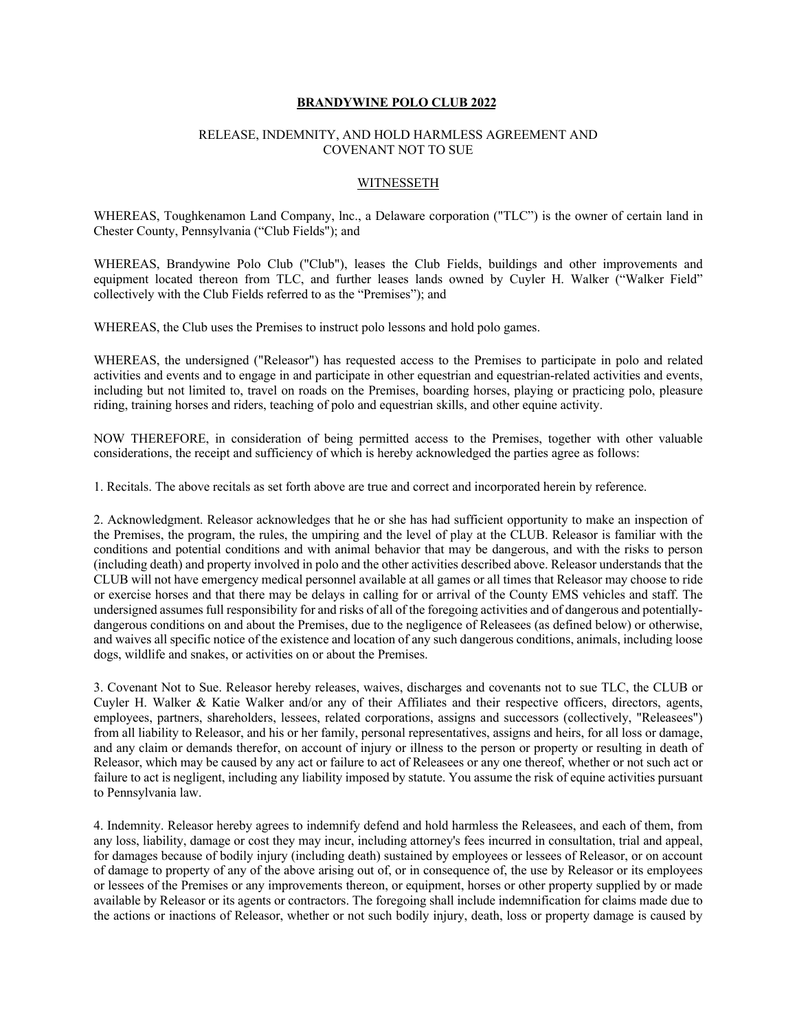**BRANDYWINE POLO CLUB 2022**

RELEASE, INDEMNITY, AND HOLD HARMLESS AGREEMENT AND COVENANT NOT TO SUE

WITNESSETH

WHEREAS, Toughkenamon Land Company, lnc., a Delaware corporation ("TLC") is the owner of certain land in Chester County, Pennsylvania ("Club Fields"); and

WHEREAS, Brandywine Polo Club ("Club"), leases the Club Fields, buildings and other improvements and equipment located thereon from TLC, and further leases lands owned by Cuyler H. Walker ("Walker Field" collectively with the Club Fields referred to as the "Premises"); and

WHEREAS, the Club uses the Premises to instruct polo lessons and hold polo games.

WHEREAS, the undersigned ("Releasor") has requested access to the Premises to participate in polo and related activities and events and to engage in and participate in other equestrian and equestrian-related activities and events, including but not limited to, travel on roads on the Premises, boarding horses, playing or practicing polo, pleasure riding, training horses and riders, teaching of polo and equestrian skills, and other equine activity.

NOW THEREFORE, in consideration of being permitted access to the Premises, together with other valuable considerations, the receipt and sufficiency of which is hereby acknowledged the parties agree as follows:

1. Recitals. The above recitals as set forth above are true and correct and incorporated herein by reference.

2. Acknowledgment. Releasor acknowledges that he or she has had sufficient opportunity to make an inspection of the Premises, the program, the rules, the umpiring and the level of play at the CLUB. Releasor is familiar with the conditions and potential conditions and with animal behavior that may be dangerous, and with the risks to person (including death) and property involved in polo and the other activities described above. Releasor understands that the CLUB will not have emergency medical personnel available at all games or all times that Releasor may choose to ride or exercise horses and that there may be delays in calling for or arrival of the County EMS vehicles and staff. The undersigned assumes full responsibility for and risks of all of the foregoing activities and of dangerous and potentially-dangerous conditions on and about the Premises, due to the negligence of Releasees (as defined below) or otherwise, and waives all specific notice of the existence and location of any such dangerous conditions, animals, including loose dogs, wildlife and snakes, or activities on or about the Premises.

3. Covenant Not to Sue. Releasor hereby releases, waives, discharges and covenants not to sue TLC, the CLUB or Cuyler H. Walker & Katie Walker and/or any of their Affiliates and their respective officers, directors, agents, employees, partners, shareholders, lessees, related corporations, assigns and successors (collectively, "Releasees") from all liability to Releasor, and his or her family, personal representatives, assigns and heirs, for all loss or damage, and any claim or demands therefor, on account of injury or illness to the person or property or resulting in death of Releasor, which may be caused by any act or failure to act of Releasees or any one thereof, whether or not such act or failure to act is negligent, including any liability imposed by statute. You assume the risk of equine activities pursuant to Pennsylvania law.

4. Indemnity. Releasor hereby agrees to indemnify defend and hold harmless the Releasees, and each of them, from any loss, liability, damage or cost they may incur, including attorney's fees incurred in consultation, trial and appeal, for damages because of bodily injury (including death) sustained by employees or lessees of Releasor, or on account of damage to property of any of the above arising out of, or in consequence of, the use by Releasor or its employees or lessees of the Premises or any improvements thereon, or equipment, horses or other property supplied by or made available by Releasor or its agents or contractors. The foregoing shall include indemnification for claims made due to the actions or inactions of Releasor, whether or not such bodily injury, death, loss or property damage is caused by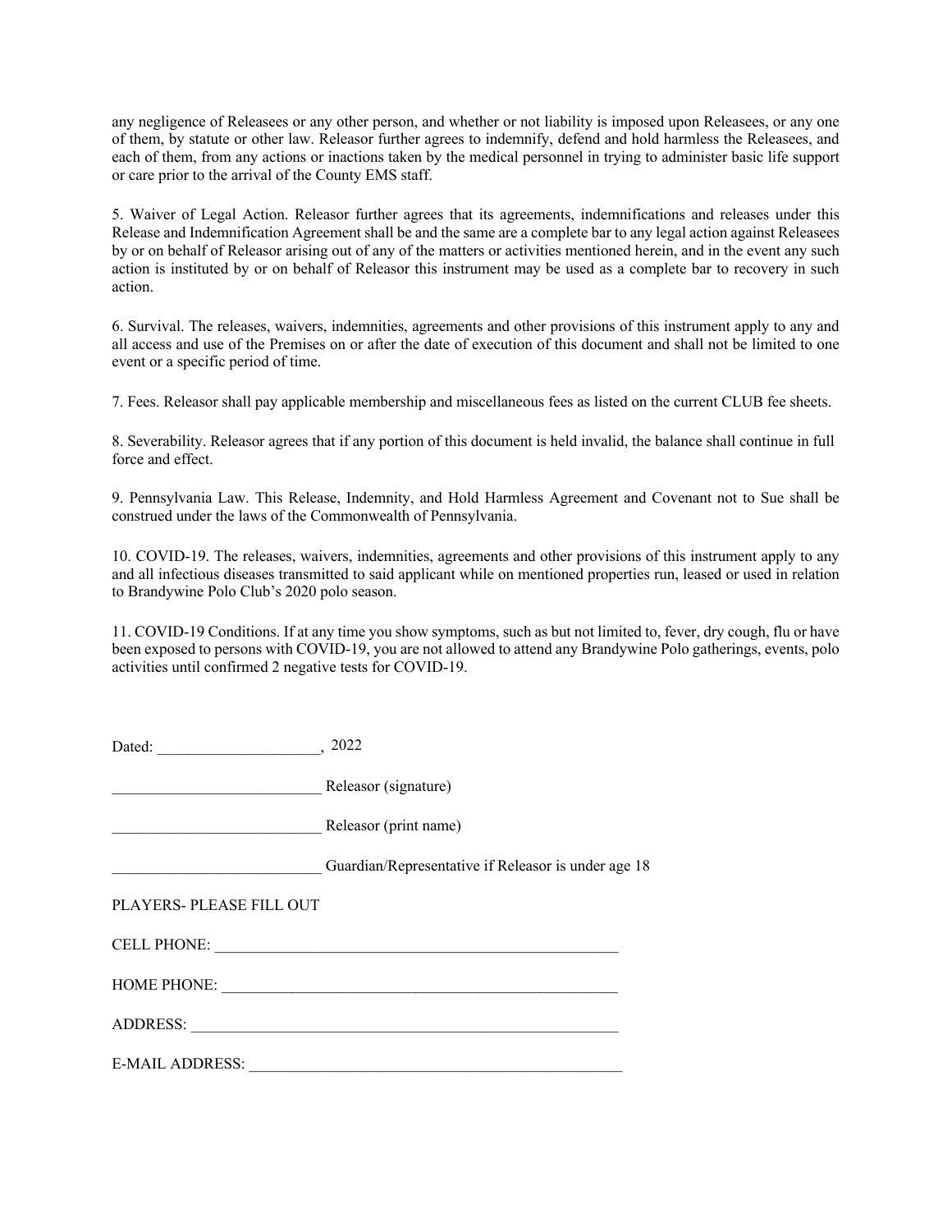any negligence of Releasees or any other person, and whether or not liability is imposed upon Releasees, or any one of them, by statute or other law. Releasor further agrees to indemnify, defend and hold harmless the Releasees, and each of them, from any actions or inactions taken by the medical personnel in trying to administer basic life support or care prior to the arrival of the County EMS staff.

5. Waiver of Legal Action. Releasor further agrees that its agreements, indemnifications and releases under this Release and Indemnification Agreement shall be and the same are a complete bar to any legal action against Releasees by or on behalf of Releasor arising out of any of the matters or activities mentioned herein, and in the event any such action is instituted by or on behalf of Releasor this instrument may be used as a complete bar to recovery in such action.

6. Survival. The releases, waivers, indemnities, agreements and other provisions of this instrument apply to any and all access and use of the Premises on or after the date of execution of this document and shall not be limited to one event or a specific period of time.

7. Fees. Releasor shall pay applicable membership and miscellaneous fees as listed on the current CLUB fee sheets.

8. Severability. Releasor agrees that if any portion of this document is held invalid, the balance shall continue in full force and effect.

9. Pennsylvania Law. This Release, Indemnity, and Hold Harmless Agreement and Covenant not to Sue shall be construed under the laws of the Commonwealth of Pennsylvania.

10. COVID-19. The releases, waivers, indemnities, agreements and other provisions of this instrument apply to any and all infectious diseases transmitted to said applicant while on mentioned properties run, leased or used in relation to Brandywine Polo Club's 2020 polo season.

11. COVID-19 Conditions. If at any time you show symptoms, such as but not limited to, fever, dry cough, flu or have been exposed to persons with COVID-19, you are not allowed to attend any Brandywine Polo gatherings, events, polo activities until confirmed 2 negative tests for COVID-19.

Dated: _____________________, 2022

___________________________ Releasor (signature)

___________________________ Releasor (print name)

___________________________ Guardian/Representative if Releasor is under age 18

PLAYERS- PLEASE FILL OUT

CELL PHONE: ______________________________________________________

HOME PHONE: _____________________________________________________

ADDRESS: _________________________________________________________

E-MAIL ADDRESS: __________________________________________________